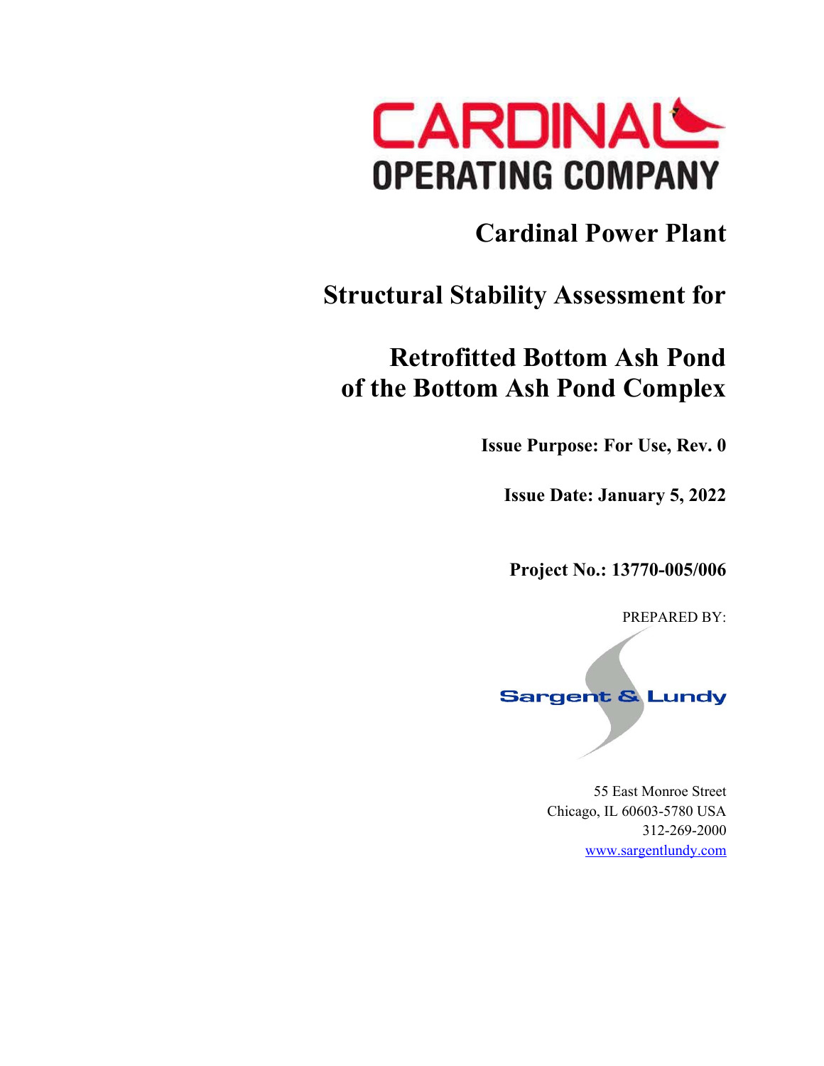CARDINAL OPERATING COMPANY

# Cardinal Power Plant

# Structural Stability Assessment for

# Retrofitted Bottom Ash Pond of the Bottom Ash Pond Complex

**Issue Purpose: For Use, Rev. 0**

**Issue Date: January 5, 2022**

**Project No.: 13770-005/006**

PREPARED BY:

Sargent & Lundy

55 East Monroe Street
Chicago, IL 60603-5780 USA
312-269-2000
www.sargentlundy.com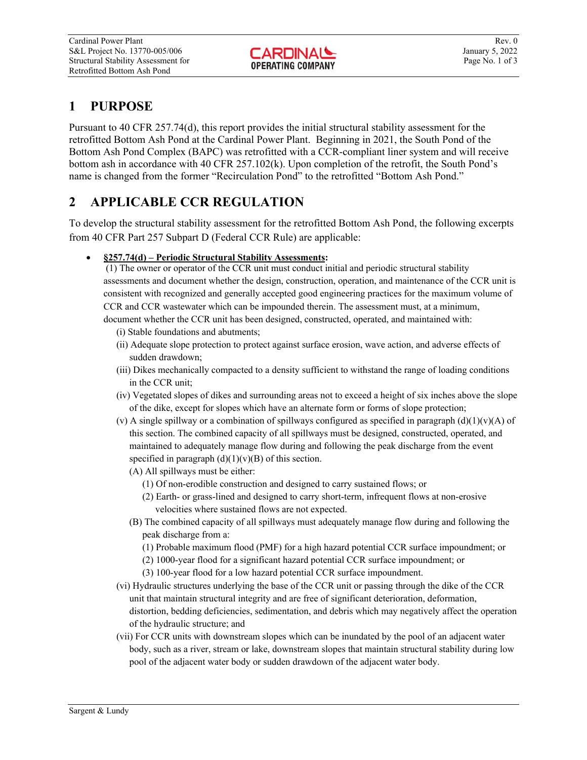# 1 PURPOSE

Pursuant to 40 CFR 257.74(d), this report provides the initial structural stability assessment for the retrofitted Bottom Ash Pond at the Cardinal Power Plant. Beginning in 2021, the South Pond of the Bottom Ash Pond Complex (BAPC) was retrofitted with a CCR-compliant liner system and will receive bottom ash in accordance with 40 CFR 257.102(k). Upon completion of the retrofit, the South Pond's name is changed from the former "Recirculation Pond" to the retrofitted "Bottom Ash Pond."

# 2 APPLICABLE CCR REGULATION

To develop the structural stability assessment for the retrofitted Bottom Ash Pond, the following excerpts from 40 CFR Part 257 Subpart D (Federal CCR Rule) are applicable:

- **§257.74(d) – Periodic Structural Stability Assessments:**
  (1) The owner or operator of the CCR unit must conduct initial and periodic structural stability assessments and document whether the design, construction, operation, and maintenance of the CCR unit is consistent with recognized and generally accepted good engineering practices for the maximum volume of CCR and CCR wastewater which can be impounded therein. The assessment must, at a minimum, document whether the CCR unit has been designed, constructed, operated, and maintained with:
  - (i) Stable foundations and abutments;
  - (ii) Adequate slope protection to protect against surface erosion, wave action, and adverse effects of sudden drawdown;
  - (iii) Dikes mechanically compacted to a density sufficient to withstand the range of loading conditions in the CCR unit;
  - (iv) Vegetated slopes of dikes and surrounding areas not to exceed a height of six inches above the slope of the dike, except for slopes which have an alternate form or forms of slope protection;
  - (v) A single spillway or a combination of spillways configured as specified in paragraph (d)(1)(v)(A) of this section. The combined capacity of all spillways must be designed, constructed, operated, and maintained to adequately manage flow during and following the peak discharge from the event specified in paragraph (d)(1)(v)(B) of this section.
    - (A) All spillways must be either:
      - (1) Of non-erodible construction and designed to carry sustained flows; or
      - (2) Earth- or grass-lined and designed to carry short-term, infrequent flows at non-erosive velocities where sustained flows are not expected.
    - (B) The combined capacity of all spillways must adequately manage flow during and following the peak discharge from a:
      - (1) Probable maximum flood (PMF) for a high hazard potential CCR surface impoundment; or
      - (2) 1000-year flood for a significant hazard potential CCR surface impoundment; or
      - (3) 100-year flood for a low hazard potential CCR surface impoundment.
  - (vi) Hydraulic structures underlying the base of the CCR unit or passing through the dike of the CCR unit that maintain structural integrity and are free of significant deterioration, deformation, distortion, bedding deficiencies, sedimentation, and debris which may negatively affect the operation of the hydraulic structure; and
  - (vii) For CCR units with downstream slopes which can be inundated by the pool of an adjacent water body, such as a river, stream or lake, downstream slopes that maintain structural stability during low pool of the adjacent water body or sudden drawdown of the adjacent water body.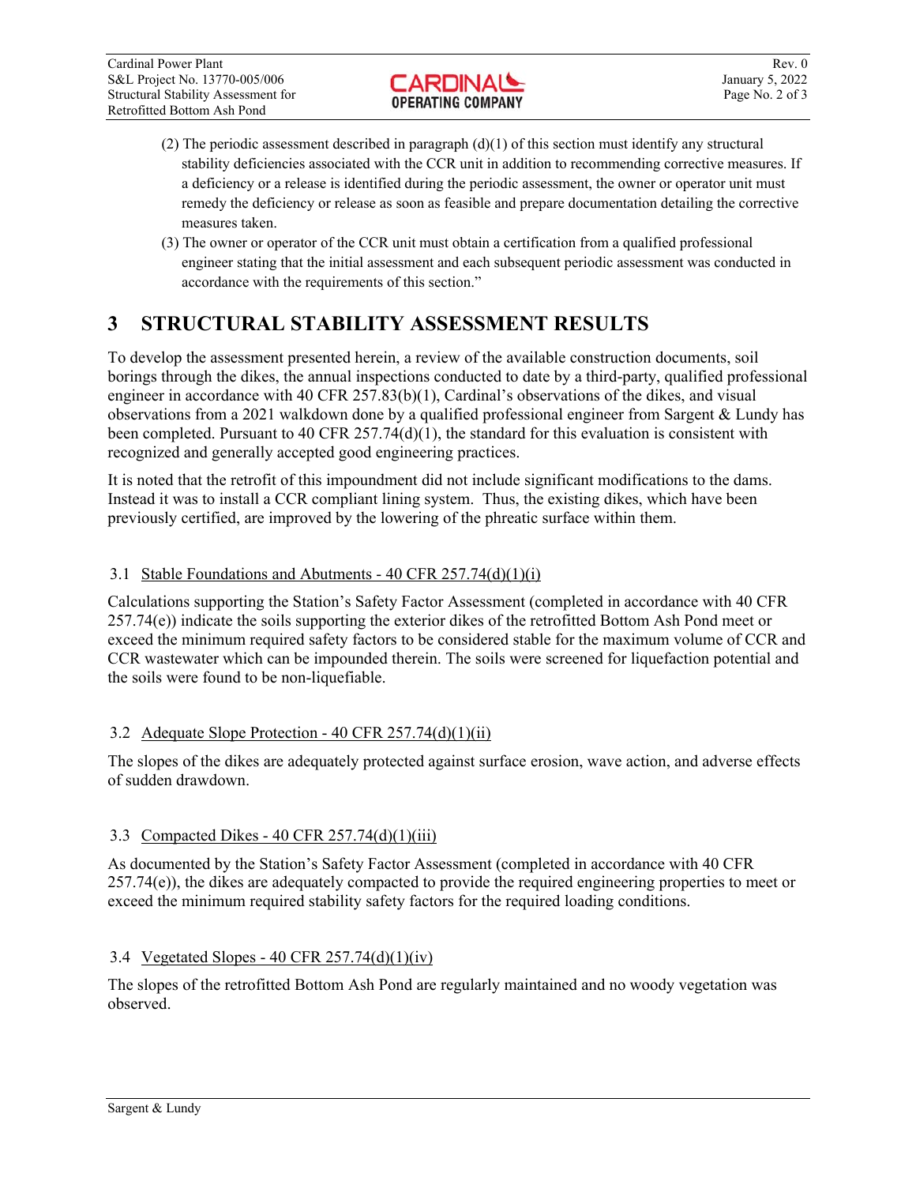(2) The periodic assessment described in paragraph (d)(1) of this section must identify any structural stability deficiencies associated with the CCR unit in addition to recommending corrective measures. If a deficiency or a release is identified during the periodic assessment, the owner or operator unit must remedy the deficiency or release as soon as feasible and prepare documentation detailing the corrective measures taken.

(3) The owner or operator of the CCR unit must obtain a certification from a qualified professional engineer stating that the initial assessment and each subsequent periodic assessment was conducted in accordance with the requirements of this section."

# 3 STRUCTURAL STABILITY ASSESSMENT RESULTS

To develop the assessment presented herein, a review of the available construction documents, soil borings through the dikes, the annual inspections conducted to date by a third-party, qualified professional engineer in accordance with 40 CFR 257.83(b)(1), Cardinal's observations of the dikes, and visual observations from a 2021 walkdown done by a qualified professional engineer from Sargent & Lundy has been completed. Pursuant to 40 CFR 257.74(d)(1), the standard for this evaluation is consistent with recognized and generally accepted good engineering practices.

It is noted that the retrofit of this impoundment did not include significant modifications to the dams. Instead it was to install a CCR compliant lining system. Thus, the existing dikes, which have been previously certified, are improved by the lowering of the phreatic surface within them.

## 3.1 Stable Foundations and Abutments - 40 CFR 257.74(d)(1)(i)

Calculations supporting the Station's Safety Factor Assessment (completed in accordance with 40 CFR 257.74(e)) indicate the soils supporting the exterior dikes of the retrofitted Bottom Ash Pond meet or exceed the minimum required safety factors to be considered stable for the maximum volume of CCR and CCR wastewater which can be impounded therein. The soils were screened for liquefaction potential and the soils were found to be non-liquefiable.

## 3.2 Adequate Slope Protection - 40 CFR 257.74(d)(1)(ii)

The slopes of the dikes are adequately protected against surface erosion, wave action, and adverse effects of sudden drawdown.

## 3.3 Compacted Dikes - 40 CFR 257.74(d)(1)(iii)

As documented by the Station's Safety Factor Assessment (completed in accordance with 40 CFR 257.74(e)), the dikes are adequately compacted to provide the required engineering properties to meet or exceed the minimum required stability safety factors for the required loading conditions.

## 3.4 Vegetated Slopes - 40 CFR 257.74(d)(1)(iv)

The slopes of the retrofitted Bottom Ash Pond are regularly maintained and no woody vegetation was observed.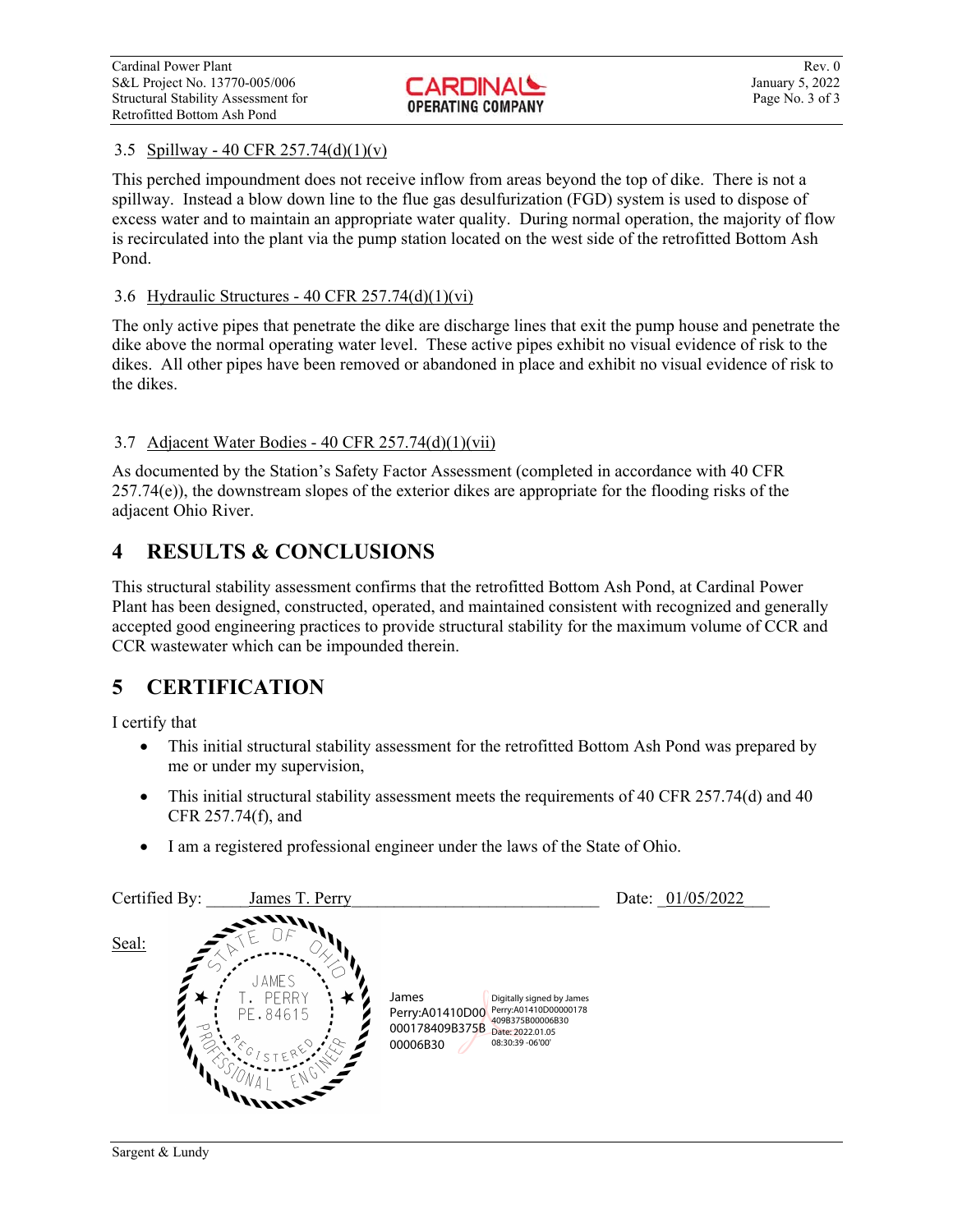3.5 Spillway - 40 CFR 257.74(d)(1)(v)

This perched impoundment does not receive inflow from areas beyond the top of dike. There is not a spillway. Instead a blow down line to the flue gas desulfurization (FGD) system is used to dispose of excess water and to maintain an appropriate water quality. During normal operation, the majority of flow is recirculated into the plant via the pump station located on the west side of the retrofitted Bottom Ash Pond.

3.6 Hydraulic Structures - 40 CFR 257.74(d)(1)(vi)

The only active pipes that penetrate the dike are discharge lines that exit the pump house and penetrate the dike above the normal operating water level. These active pipes exhibit no visual evidence of risk to the dikes. All other pipes have been removed or abandoned in place and exhibit no visual evidence of risk to the dikes.

3.7 Adjacent Water Bodies - 40 CFR 257.74(d)(1)(vii)

As documented by the Station's Safety Factor Assessment (completed in accordance with 40 CFR 257.74(e)), the downstream slopes of the exterior dikes are appropriate for the flooding risks of the adjacent Ohio River.

# 4 RESULTS & CONCLUSIONS

This structural stability assessment confirms that the retrofitted Bottom Ash Pond, at Cardinal Power Plant has been designed, constructed, operated, and maintained consistent with recognized and generally accepted good engineering practices to provide structural stability for the maximum volume of CCR and CCR wastewater which can be impounded therein.

# 5 CERTIFICATION

I certify that

- This initial structural stability assessment for the retrofitted Bottom Ash Pond was prepared by me or under my supervision,
- This initial structural stability assessment meets the requirements of 40 CFR 257.74(d) and 40 CFR 257.74(f), and
- I am a registered professional engineer under the laws of the State of Ohio.

Certified By: James T. Perry Date: 01/05/2022

Seal:

STATE OF OHIO
JAMES T. PERRY
PE.84615
REGISTERED
PROFESSIONAL ENGINEER

James Perry:A01410D00000178409B375B00006B30

Digitally signed by James Perry:A01410D00000178409B375B00006B30
Date: 2022.01.05 08:30:39 -06'00'